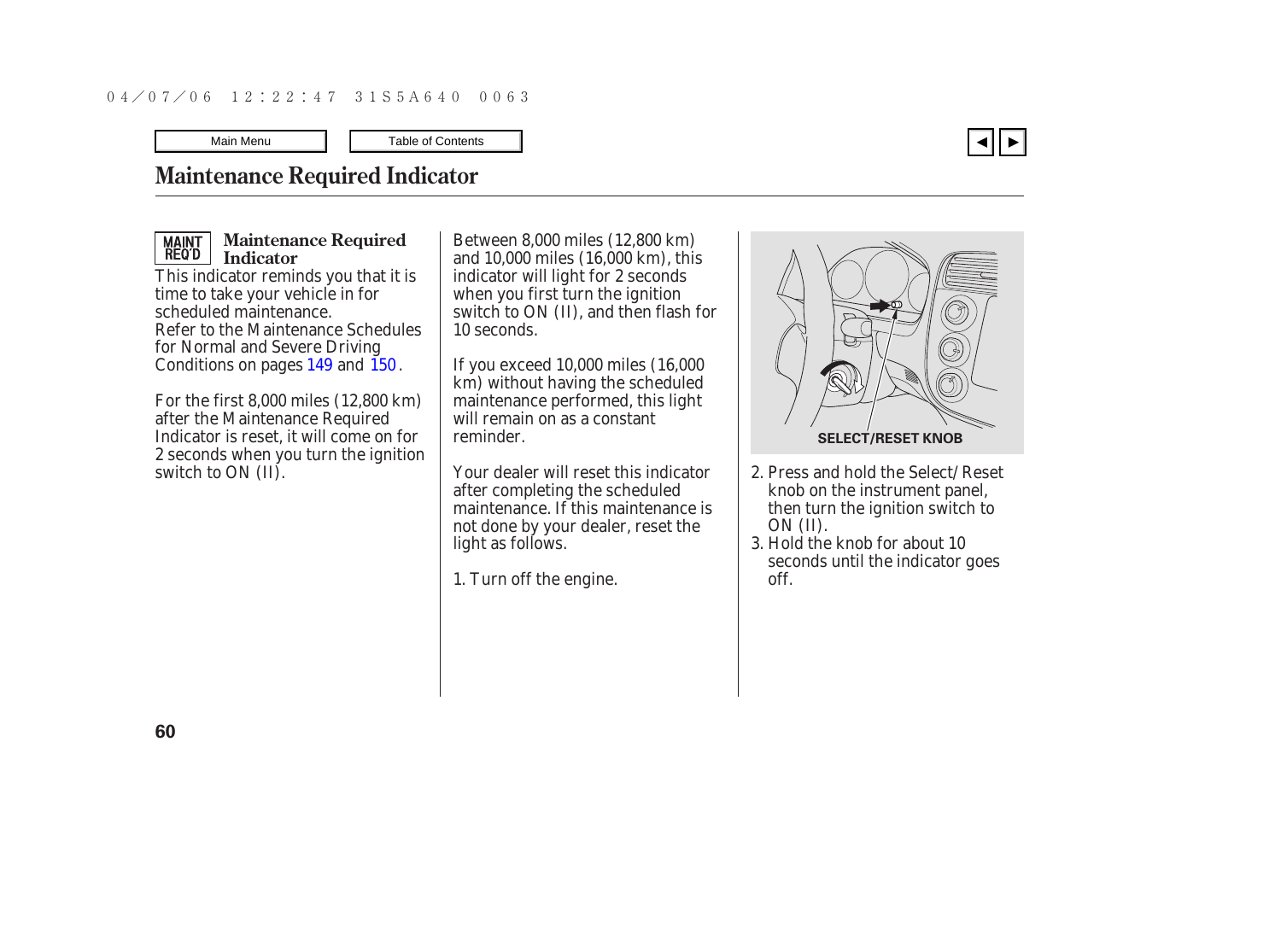# Maintenance Required Indicator

## Maintenance Required Indicator

This indicator reminds you that it is time to take your vehicle in for scheduled maintenance.
Refer to the Maintenance Schedules for Normal and Severe Driving Conditions on pages 149 and 150.

For the first 8,000 miles (12,800 km) after the Maintenance Required Indicator is reset, it will come on for 2 seconds when you turn the ignition switch to ON (II).

Between 8,000 miles (12,800 km) and 10,000 miles (16,000 km), this indicator will light for 2 seconds when you first turn the ignition switch to ON (II), and then flash for 10 seconds.

If you exceed 10,000 miles (16,000 km) without having the scheduled maintenance performed, this light will remain on as a constant reminder.

Your dealer will reset this indicator after completing the scheduled maintenance. If this maintenance is not done by your dealer, reset the light as follows.

1. Turn off the engine.

SELECT/RESET KNOB

2. Press and hold the Select/Reset knob on the instrument panel, then turn the ignition switch to ON (II).
3. Hold the knob for about 10 seconds until the indicator goes off.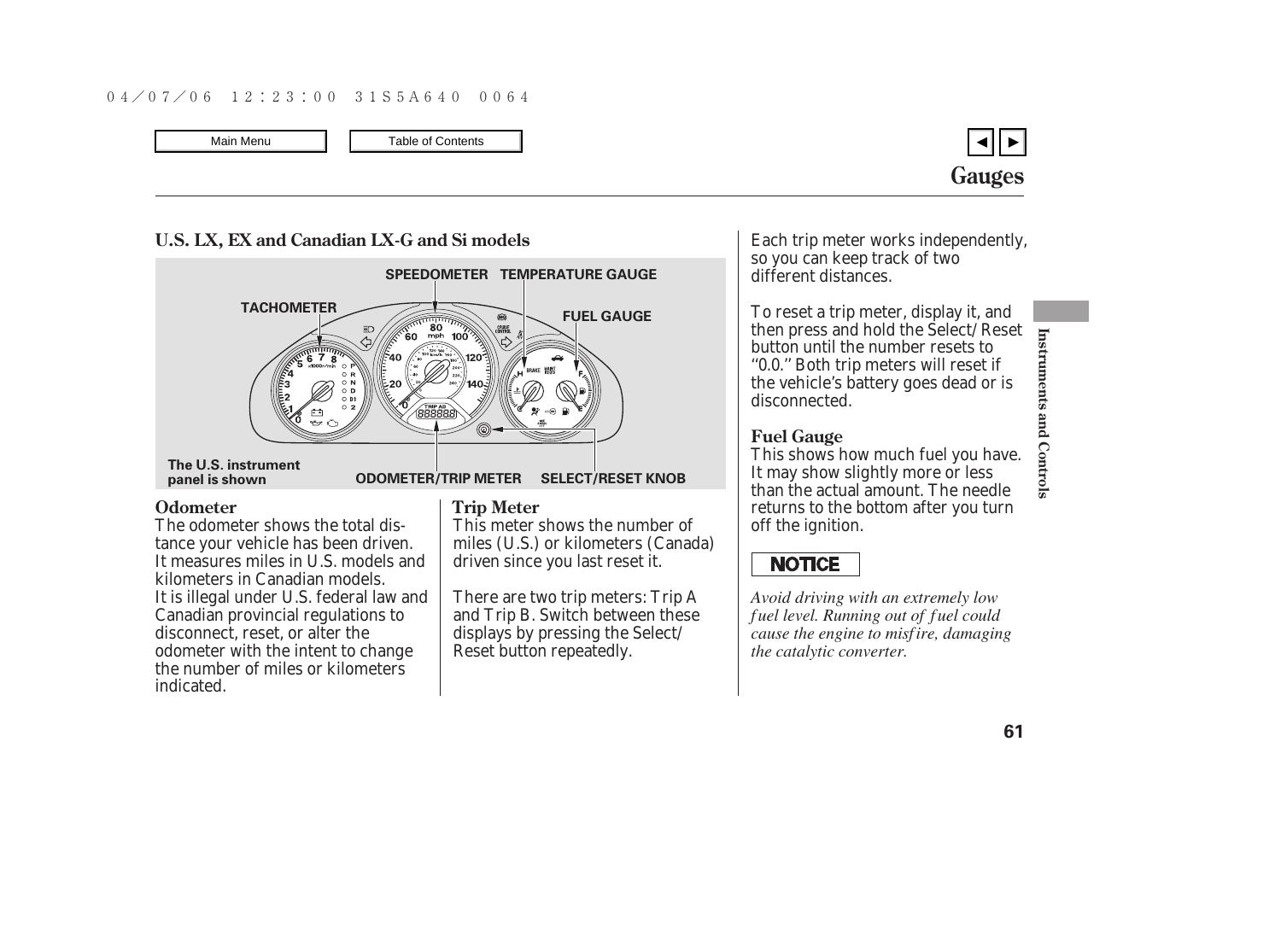# Gauges

## U.S. LX, EX and Canadian LX-G and Si models

SPEEDOMETER TEMPERATURE GAUGE

TACHOMETER

FUEL GAUGE

The U.S. instrument panel is shown

ODOMETER/TRIP METER SELECT/RESET KNOB

### Odometer

The odometer shows the total distance your vehicle has been driven. It measures miles in U.S. models and kilometers in Canadian models. It is illegal under U.S. federal law and Canadian provincial regulations to disconnect, reset, or alter the odometer with the intent to change the number of miles or kilometers indicated.

### Trip Meter

This meter shows the number of miles (U.S.) or kilometers (Canada) driven since you last reset it.

There are two trip meters: Trip A and Trip B. Switch between these displays by pressing the Select/Reset button repeatedly.

Each trip meter works independently, so you can keep track of two different distances.

To reset a trip meter, display it, and then press and hold the Select/Reset button until the number resets to ''0.0.'' Both trip meters will reset if the vehicle's battery goes dead or is disconnected.

### Fuel Gauge

This shows how much fuel you have. It may show slightly more or less than the actual amount. The needle returns to the bottom after you turn off the ignition.

**NOTICE**

*Avoid driving with an extremely low fuel level. Running out of fuel could cause the engine to misfire, damaging the catalytic converter.*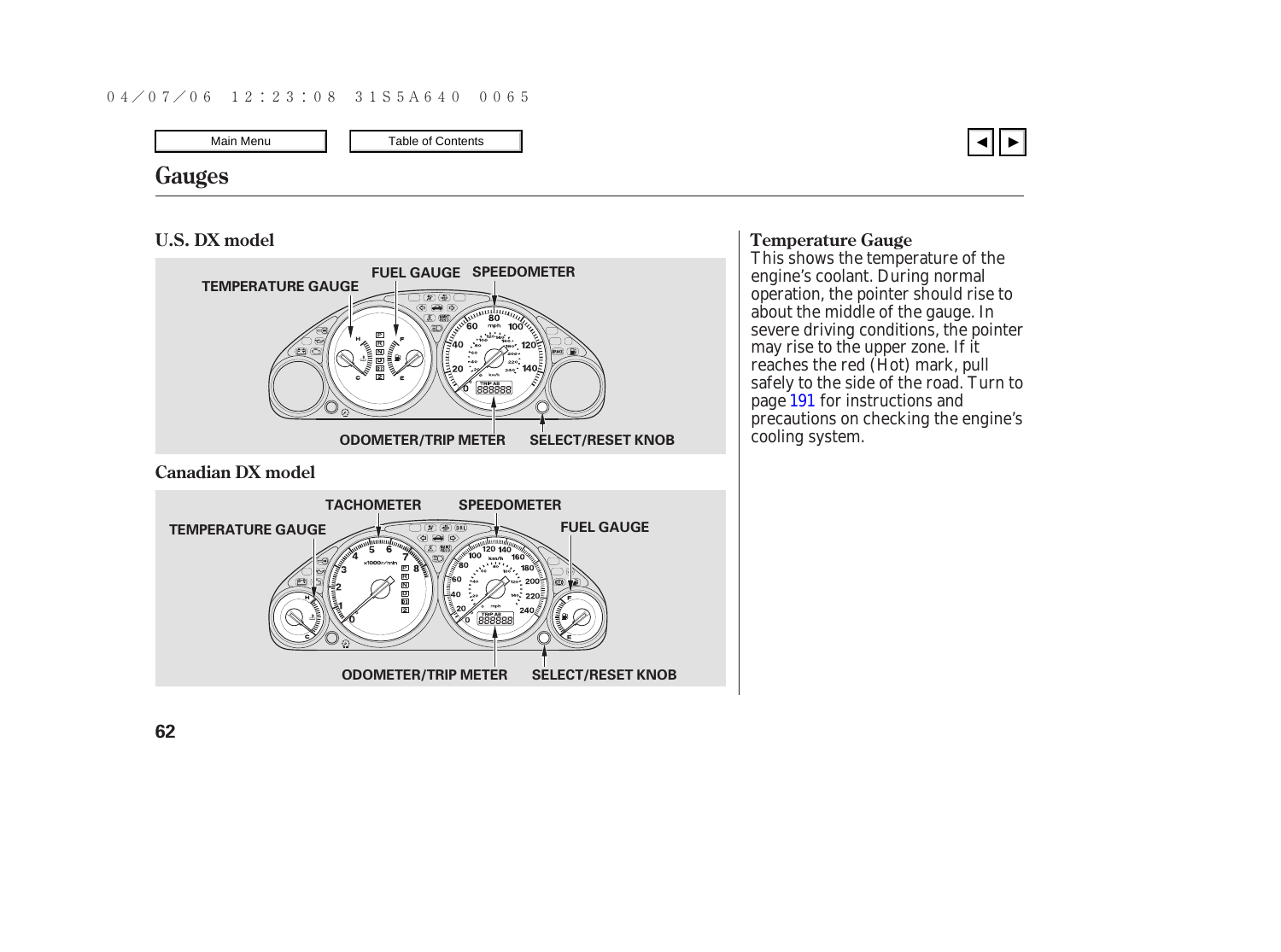# Gauges

## U.S. DX model

TEMPERATURE GAUGE

FUEL GAUGE

SPEEDOMETER

ODOMETER/TRIP METER

SELECT/RESET KNOB

## Canadian DX model

TACHOMETER

SPEEDOMETER

TEMPERATURE GAUGE

FUEL GAUGE

ODOMETER/TRIP METER

SELECT/RESET KNOB

### Temperature Gauge

This shows the temperature of the engine's coolant. During normal operation, the pointer should rise to about the middle of the gauge. In severe driving conditions, the pointer may rise to the upper zone. If it reaches the red (Hot) mark, pull safely to the side of the road. Turn to page 191 for instructions and precautions on checking the engine's cooling system.